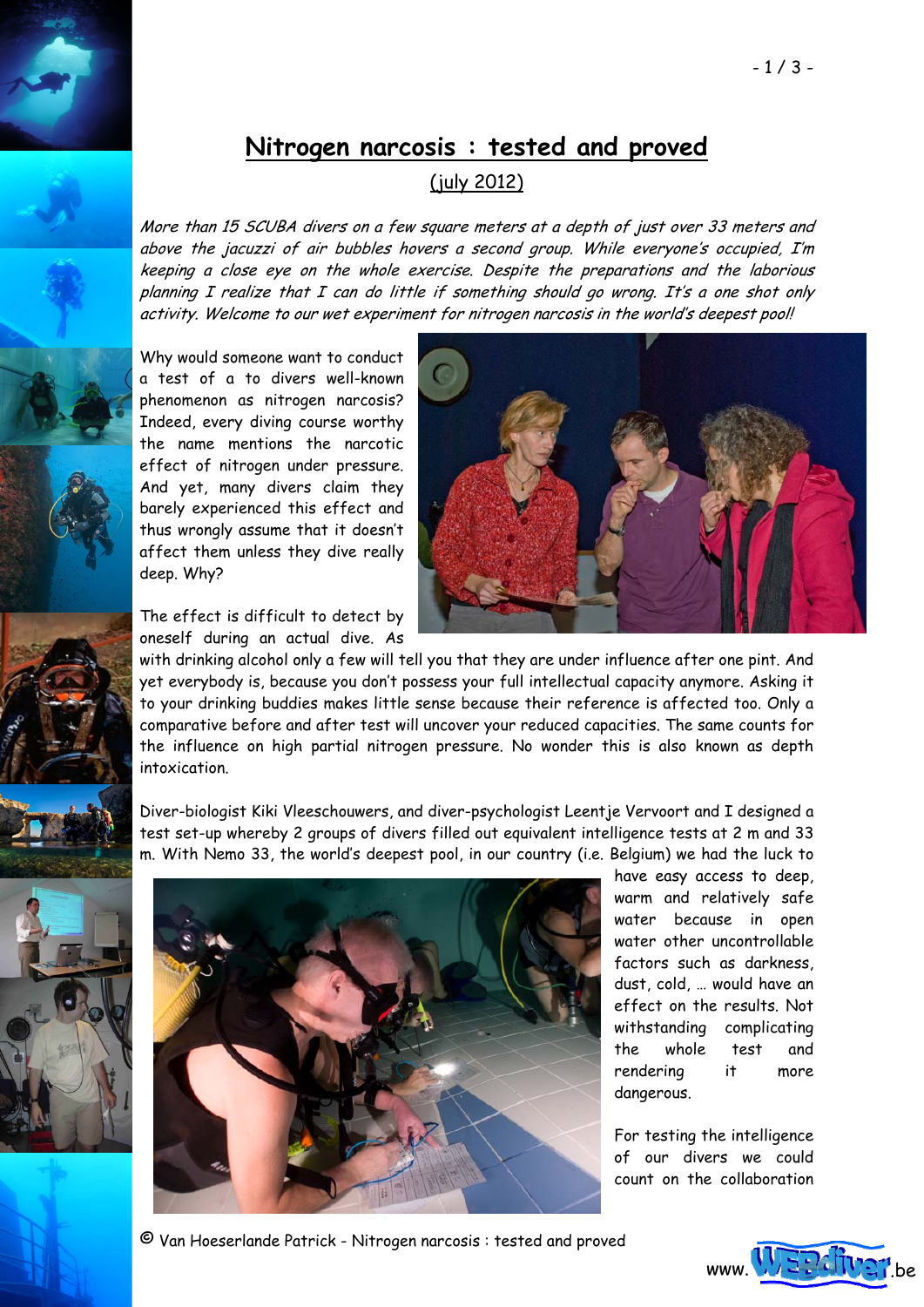# Nitrogen narcosis : tested and proved

(july 2012)

*More than 15 SCUBA divers on a few square meters at a depth of just over 33 meters and above the jacuzzi of air bubbles hovers a second group. While everyone's occupied, I'm keeping a close eye on the whole exercise. Despite the preparations and the laborious planning I realize that I can do little if something should go wrong. It's a one shot only activity. Welcome to our wet experiment for nitrogen narcosis in the world's deepest pool!*

Why would someone want to conduct a test of a to divers well-known phenomenon as nitrogen narcosis? Indeed, every diving course worthy the name mentions the narcotic effect of nitrogen under pressure. And yet, many divers claim they barely experienced this effect and thus wrongly assume that it doesn't affect them unless they dive really deep. Why?

The effect is difficult to detect by oneself during an actual dive. As with drinking alcohol only a few will tell you that they are under influence after one pint. And yet everybody is, because you don't possess your full intellectual capacity anymore. Asking it to your drinking buddies makes little sense because their reference is affected too. Only a comparative before and after test will uncover your reduced capacities. The same counts for the influence on high partial nitrogen pressure. No wonder this is also known as depth intoxication.

Diver-biologist Kiki Vleeschouwers, and diver-psychologist Leentje Vervoort and I designed a test set-up whereby 2 groups of divers filled out equivalent intelligence tests at 2 m and 33 m. With Nemo 33, the world's deepest pool, in our country (i.e. Belgium) we had the luck to have easy access to deep, warm and relatively safe water because in open water other uncontrollable factors such as darkness, dust, cold, … would have an effect on the results. Not withstanding complicating the whole test and rendering it more dangerous.

For testing the intelligence of our divers we could count on the collaboration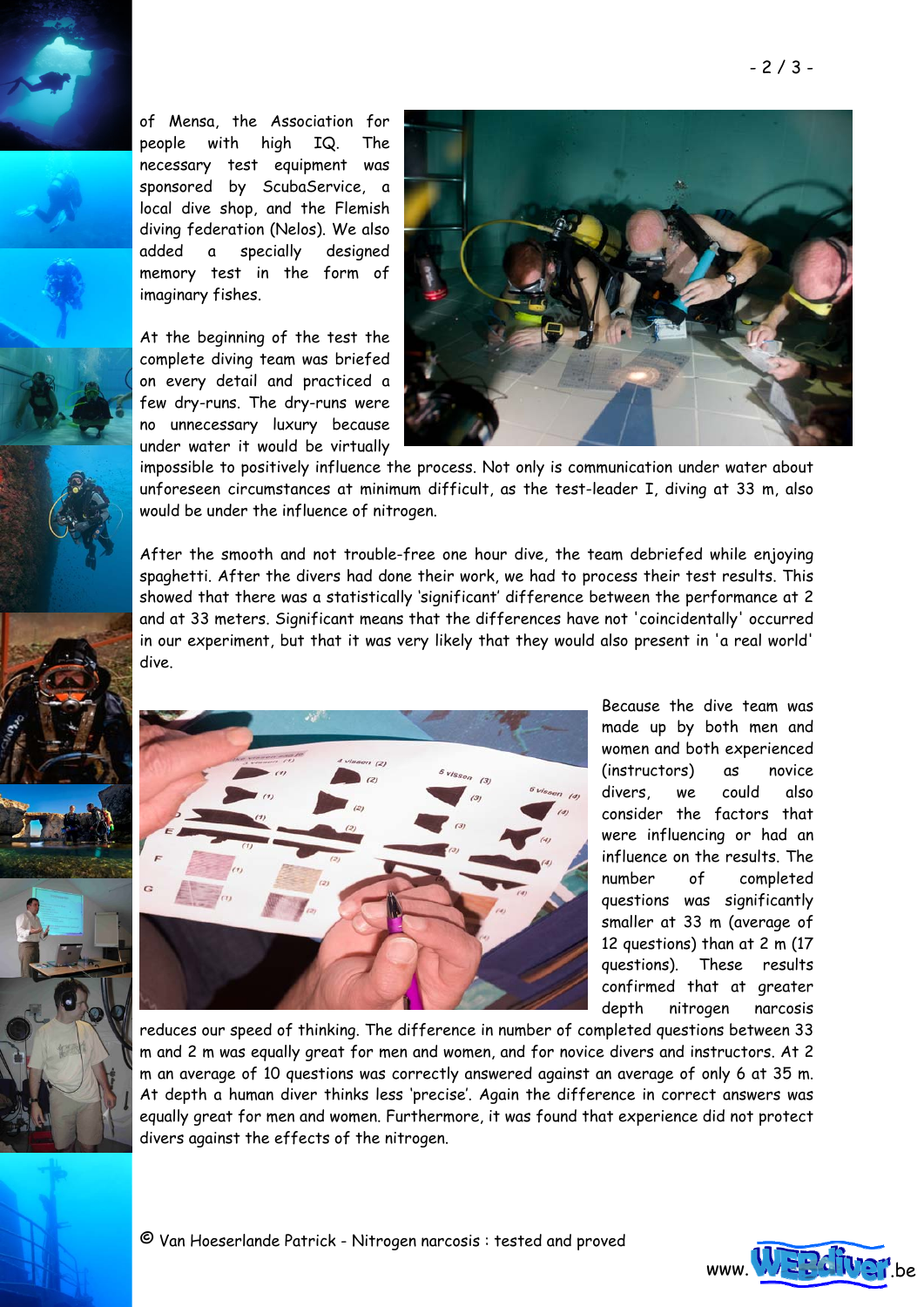of Mensa, the Association for people with high IQ. The necessary test equipment was sponsored by ScubaService, a local dive shop, and the Flemish diving federation (Nelos). We also added a specially designed memory test in the form of imaginary fishes.

At the beginning of the test the complete diving team was briefed on every detail and practiced a few dry-runs. The dry-runs were no unnecessary luxury because under water it would be virtually impossible to positively influence the process. Not only is communication under water about unforeseen circumstances at minimum difficult, as the test-leader I, diving at 33 m, also would be under the influence of nitrogen.

After the smooth and not trouble-free one hour dive, the team debriefed while enjoying spaghetti. After the divers had done their work, we had to process their test results. This showed that there was a statistically 'significant' difference between the performance at 2 and at 33 meters. Significant means that the differences have not 'coincidentally' occurred in our experiment, but that it was very likely that they would also present in 'a real world' dive.

Because the dive team was made up by both men and women and both experienced (instructors) as novice divers, we could also consider the factors that were influencing or had an influence on the results. The number of completed questions was significantly smaller at 33 m (average of 12 questions) than at 2 m (17 questions). These results confirmed that at greater depth nitrogen narcosis reduces our speed of thinking. The difference in number of completed questions between 33 m and 2 m was equally great for men and women, and for novice divers and instructors. At 2 m an average of 10 questions was correctly answered against an average of only 6 at 35 m. At depth a human diver thinks less 'precise'. Again the difference in correct answers was equally great for men and women. Furthermore, it was found that experience did not protect divers against the effects of the nitrogen.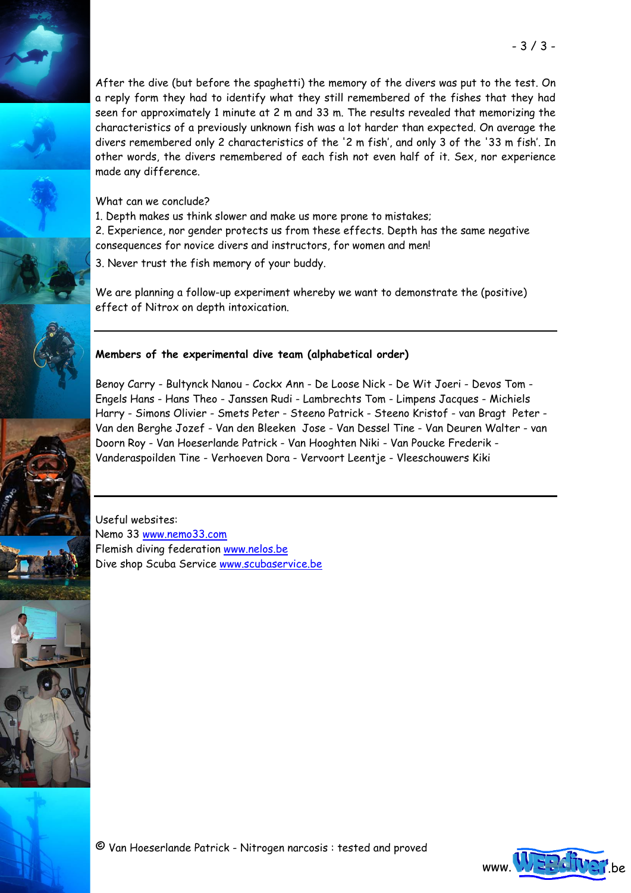After the dive (but before the spaghetti) the memory of the divers was put to the test. On a reply form they had to identify what they still remembered of the fishes that they had seen for approximately 1 minute at 2 m and 33 m. The results revealed that memorizing the characteristics of a previously unknown fish was a lot harder than expected. On average the divers remembered only 2 characteristics of the '2 m fish', and only 3 of the '33 m fish'. In other words, the divers remembered of each fish not even half of it. Sex, nor experience made any difference.

What can we conclude?

1. Depth makes us think slower and make us more prone to mistakes;
2. Experience, nor gender protects us from these effects. Depth has the same negative consequences for novice divers and instructors, for women and men!
3. Never trust the fish memory of your buddy.

We are planning a follow-up experiment whereby we want to demonstrate the (positive) effect of Nitrox on depth intoxication.

---

**Members of the experimental dive team (alphabetical order)**

Benoy Carry - Bultynck Nanou - Cockx Ann - De Loose Nick - De Wit Joeri - Devos Tom - Engels Hans - Hans Theo - Janssen Rudi - Lambrechts Tom - Limpens Jacques - Michiels Harry - Simons Olivier - Smets Peter - Steeno Patrick - Steeno Kristof - van Bragt Peter - Van den Berghe Jozef - Van den Bleeken Jose - Van Dessel Tine - Van Deuren Walter - van Doorn Roy - Van Hoeserlande Patrick - Van Hooghten Niki - Van Poucke Frederik - Vanderaspoilden Tine - Verhoeven Dora - Vervoort Leentje - Vleeschouwers Kiki

---

Useful websites:
Nemo 33 www.nemo33.com
Flemish diving federation www.nelos.be
Dive shop Scuba Service www.scubaservice.be

© Van Hoeserlande Patrick - Nitrogen narcosis : tested and proved